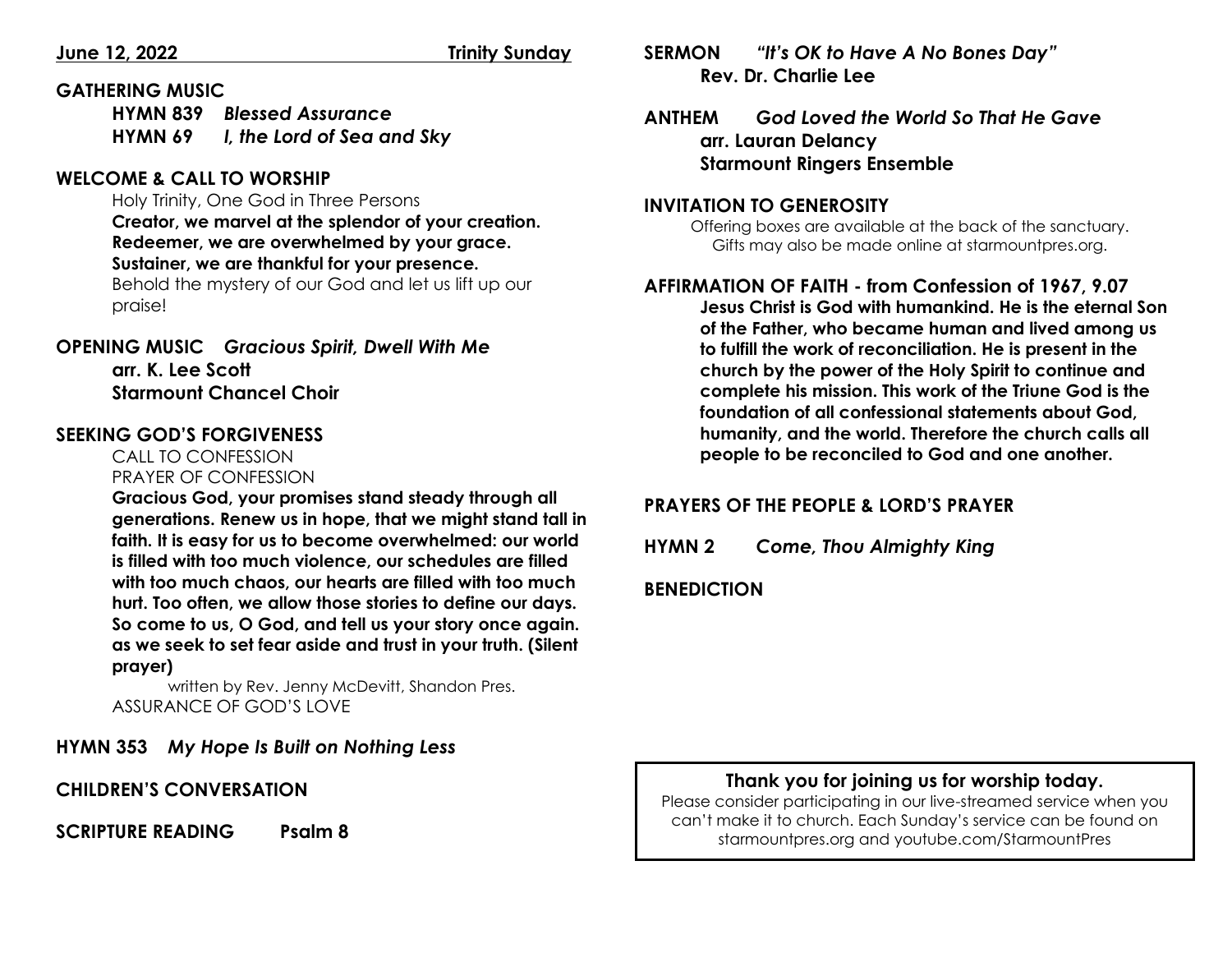**June 12, 2022** **Trinity Sunday**

## GATHERING MUSIC

**HYMN 839** ***Blessed Assurance***
**HYMN 69** ***I, the Lord of Sea and Sky***

## WELCOME & CALL TO WORSHIP

Holy Trinity, One God in Three Persons
**Creator, we marvel at the splendor of your creation.**
**Redeemer, we are overwhelmed by your grace.**
**Sustainer, we are thankful for your presence.**
Behold the mystery of our God and let us lift up our praise!

## OPENING MUSIC *Gracious Spirit, Dwell With Me*

**arr. K. Lee Scott**
**Starmount Chancel Choir**

## SEEKING GOD'S FORGIVENESS

CALL TO CONFESSION
PRAYER OF CONFESSION

**Gracious God, your promises stand steady through all generations. Renew us in hope, that we might stand tall in faith. It is easy for us to become overwhelmed: our world is filled with too much violence, our schedules are filled with too much chaos, our hearts are filled with too much hurt. Too often, we allow those stories to define our days. So come to us, O God, and tell us your story once again. as we seek to set fear aside and trust in your truth. (Silent prayer)**

written by Rev. Jenny McDevitt, Shandon Pres.

ASSURANCE OF GOD'S LOVE

## HYMN 353 *My Hope Is Built on Nothing Less*

## CHILDREN'S CONVERSATION

## SCRIPTURE READING Psalm 8

## SERMON *"It's OK to Have A No Bones Day"*

**Rev. Dr. Charlie Lee**

## ANTHEM *God Loved the World So That He Gave*

**arr. Lauran Delancy**
**Starmount Ringers Ensemble**

## INVITATION TO GENEROSITY

Offering boxes are available at the back of the sanctuary.
Gifts may also be made online at starmountpres.org.

## AFFIRMATION OF FAITH - from Confession of 1967, 9.07

**Jesus Christ is God with humankind. He is the eternal Son of the Father, who became human and lived among us to fulfill the work of reconciliation. He is present in the church by the power of the Holy Spirit to continue and complete his mission. This work of the Triune God is the foundation of all confessional statements about God, humanity, and the world. Therefore the church calls all people to be reconciled to God and one another.**

## PRAYERS OF THE PEOPLE & LORD'S PRAYER

## HYMN 2 *Come, Thou Almighty King*

## BENEDICTION

**Thank you for joining us for worship today.**
Please consider participating in our live-streamed service when you can't make it to church. Each Sunday's service can be found on starmountpres.org and youtube.com/StarmountPres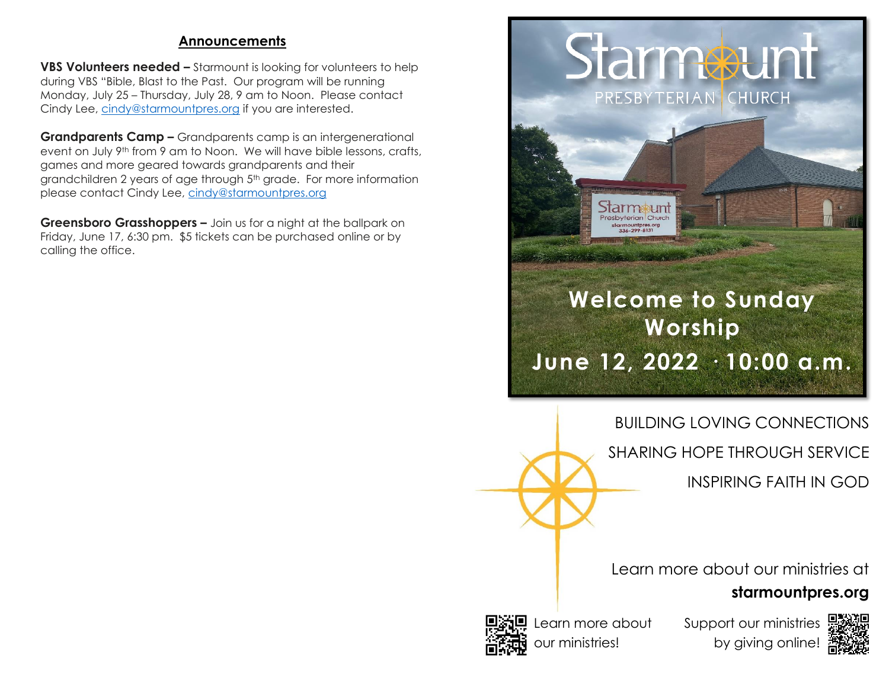## Announcements

**VBS Volunteers needed –** Starmount is looking for volunteers to help during VBS "Bible, Blast to the Past. Our program will be running Monday, July 25 – Thursday, July 28, 9 am to Noon. Please contact Cindy Lee, cindy@starmountpres.org if you are interested.

**Grandparents Camp –** Grandparents camp is an intergenerational event on July 9th from 9 am to Noon. We will have bible lessons, crafts, games and more geared towards grandparents and their grandchildren 2 years of age through 5th grade. For more information please contact Cindy Lee, cindy@starmountpres.org

**Greensboro Grasshoppers –** Join us for a night at the ballpark on Friday, June 17, 6:30 pm. $5 tickets can be purchased online or by calling the office.

# Starmount

PRESBYTERIAN CHURCH

**Welcome to Sunday Worship**

**June 12, 2022 · 10:00 a.m.**

BUILDING LOVING CONNECTIONS

SHARING HOPE THROUGH SERVICE

INSPIRING FAITH IN GOD

Learn more about our ministries at **starmountpres.org**

Learn more about our ministries!

Support our ministries by giving online!